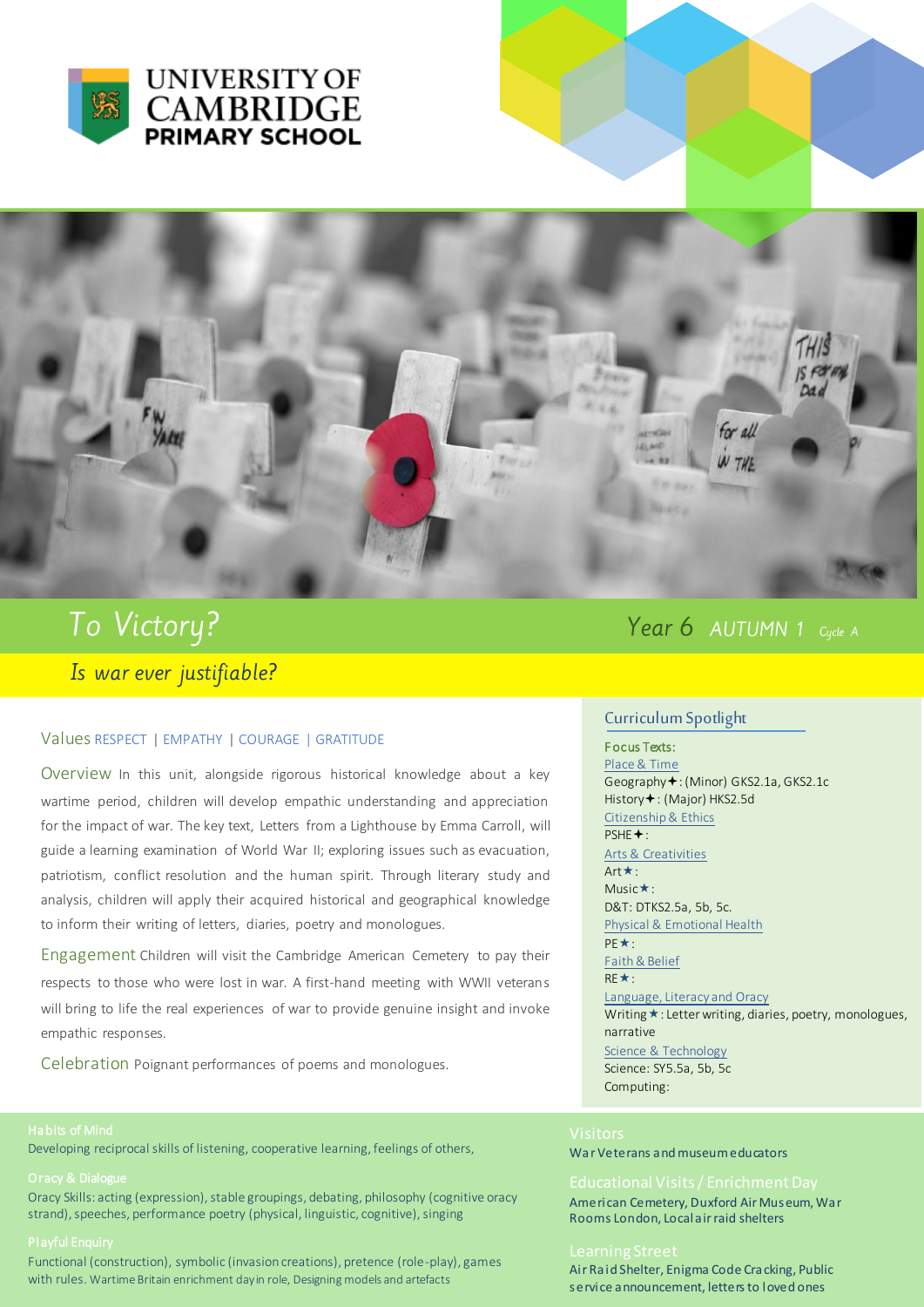UNIVERSITY OF CAMBRIDGE
PRIMARY SCHOOL

# To Victory?

Year 6 AUTUMN 1 Cycle A

## *Is war ever justifiable?*

**Values** RESPECT | EMPATHY | COURAGE | GRATITUDE

**Overview** In this unit, alongside rigorous historical knowledge about a key wartime period, children will develop empathic understanding and appreciation for the impact of war. The key text, Letters from a Lighthouse by Emma Carroll, will guide a learning examination of World War II; exploring issues such as evacuation, patriotism, conflict resolution and the human spirit. Through literary study and analysis, children will apply their acquired historical and geographical knowledge to inform their writing of letters, diaries, poetry and monologues.

**Engagement** Children will visit the Cambridge American Cemetery to pay their respects to those who were lost in war. A first-hand meeting with WWII veterans will bring to life the real experiences of war to provide genuine insight and invoke empathic responses.

**Celebration** Poignant performances of poems and monologues.

### Curriculum Spotlight

Focus Texts:

Place & Time
Geography✦: (Minor) GKS2.1a, GKS2.1c
History✦: (Major) HKS2.5d

Citizenship & Ethics
PSHE✦:

Arts & Creativities
Art★:
Music★:
D&T: DTKS2.5a, 5b, 5c.

Physical & Emotional Health
PE★:

Faith & Belief
RE★:

Language, Literacy and Oracy
Writing★: Letter writing, diaries, poetry, monologues, narrative

Science & Technology
Science: SY5.5a, 5b, 5c
Computing:

**Habits of Mind**
Developing reciprocal skills of listening, cooperative learning, feelings of others,

**Oracy & Dialogue**
Oracy Skills: acting (expression), stable groupings, debating, philosophy (cognitive oracy strand), speeches, performance poetry (physical, linguistic, cognitive), singing

**Playful Enquiry**
Functional (construction), symbolic (invasion creations), pretence (role-play), games with rules. Wartime Britain enrichment day in role, Designing models and artefacts

**Visitors**
War Veterans and museum educators

**Educational Visits / Enrichment Day**
American Cemetery, Duxford Air Museum, War Rooms London, Local air raid shelters

**Learning Street**
Air Raid Shelter, Enigma Code Cracking, Public service announcement, letters to loved ones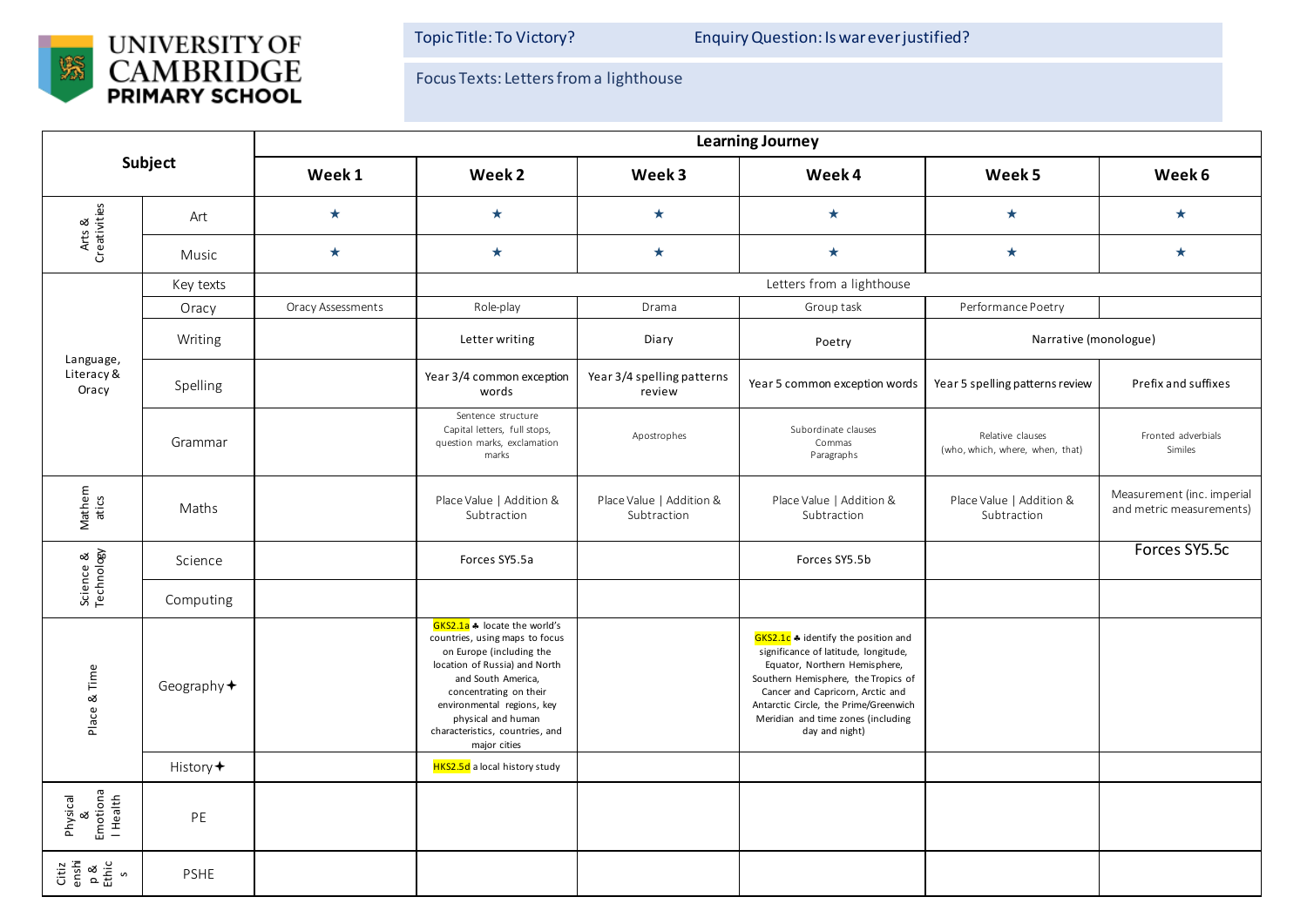UNIVERSITY OF CAMBRIDGE PRIMARY SCHOOL

| Topic Title: To Victory? | Enquiry Question: Is war ever justified? |
|---|---|
| Focus Texts: Letters from a lighthouse | |

| Subject | | Learning Journey | | | | | |
|---|---|---|---|---|---|---|---|
| | | Week 1 | Week 2 | Week 3 | Week 4 | Week 5 | Week 6 |
| Arts & Creativities | Art | ★ | ★ | ★ | ★ | ★ | ★ |
| | Music | ★ | ★ | ★ | ★ | ★ | ★ |
| Language, Literacy & Oracy | Key texts | | Letters from a lighthouse | | | | |
| | Oracy | Oracy Assessments | Role-play | Drama | Group task | Performance Poetry | |
| | Writing | | Letter writing | Diary | Poetry | Narrative (monologue) | |
| | Spelling | | Year 3/4 common exception words | Year 3/4 spelling patterns review | Year 5 common exception words | Year 5 spelling patterns review | Prefix and suffixes |
| | Grammar | | Sentence structure<br>Capital letters, full stops, question marks, exclamation marks | Apostrophes | Subordinate clauses<br>Commas<br>Paragraphs | Relative clauses<br>(who, which, where, when, that) | Fronted adverbials<br>Similes |
| Mathematics | Maths | | Place Value \| Addition & Subtraction | Place Value \| Addition & Subtraction | Place Value \| Addition & Subtraction | Place Value \| Addition & Subtraction | Measurement (inc. imperial and metric measurements) |
| Science & Technology | Science | | Forces SY5.5a | | Forces SY5.5b | | Forces SY5.5c |
| | Computing | | | | | | |
| Place & Time | Geography ✦ | | GKS2.1a ♣ locate the world's countries, using maps to focus on Europe (including the location of Russia) and North and South America, concentrating on their environmental regions, key physical and human characteristics, countries, and major cities | | GKS2.1c ♣ identify the position and significance of latitude, longitude, Equator, Northern Hemisphere, Southern Hemisphere, the Tropics of Cancer and Capricorn, Arctic and Antarctic Circle, the Prime/Greenwich Meridian and time zones (including day and night) | | |
| | History ✦ | | HKS2.5d a local history study | | | | |
| Physical & Emotional Health | PE | | | | | | |
| Citizenship & Ethics | PSHE | | | | | | |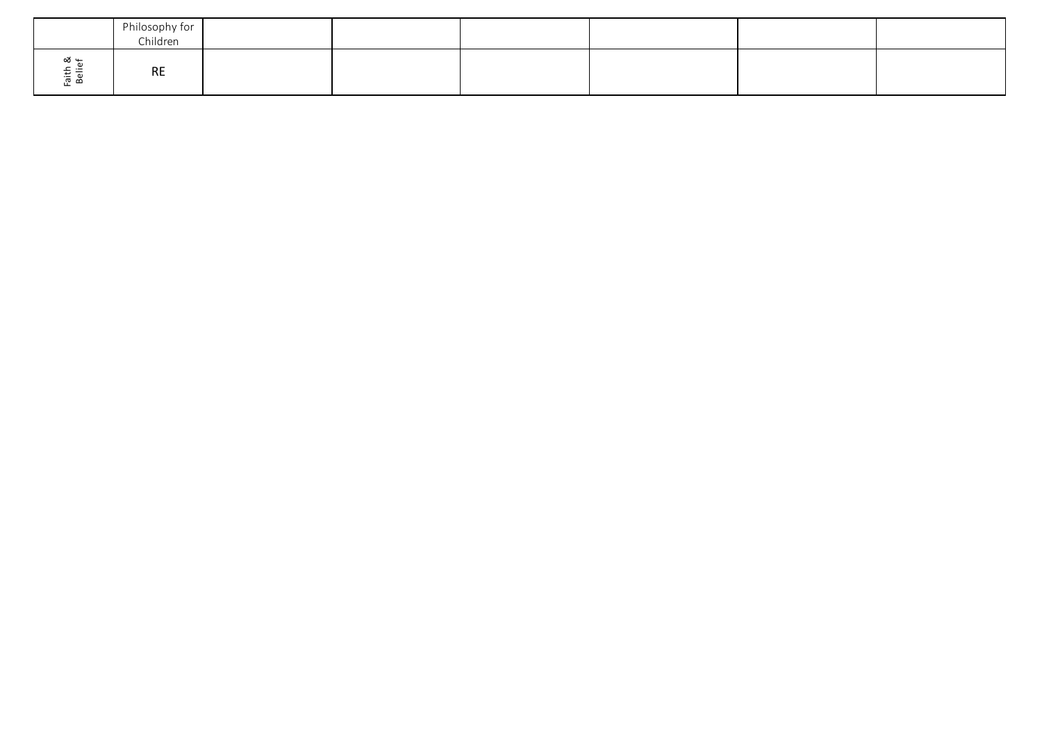| | | | | | | | |
|---|---|---|---|---|---|---|---|
| | Philosophy for Children | | | | | | |
| Faith & Belief | RE | | | | | | |